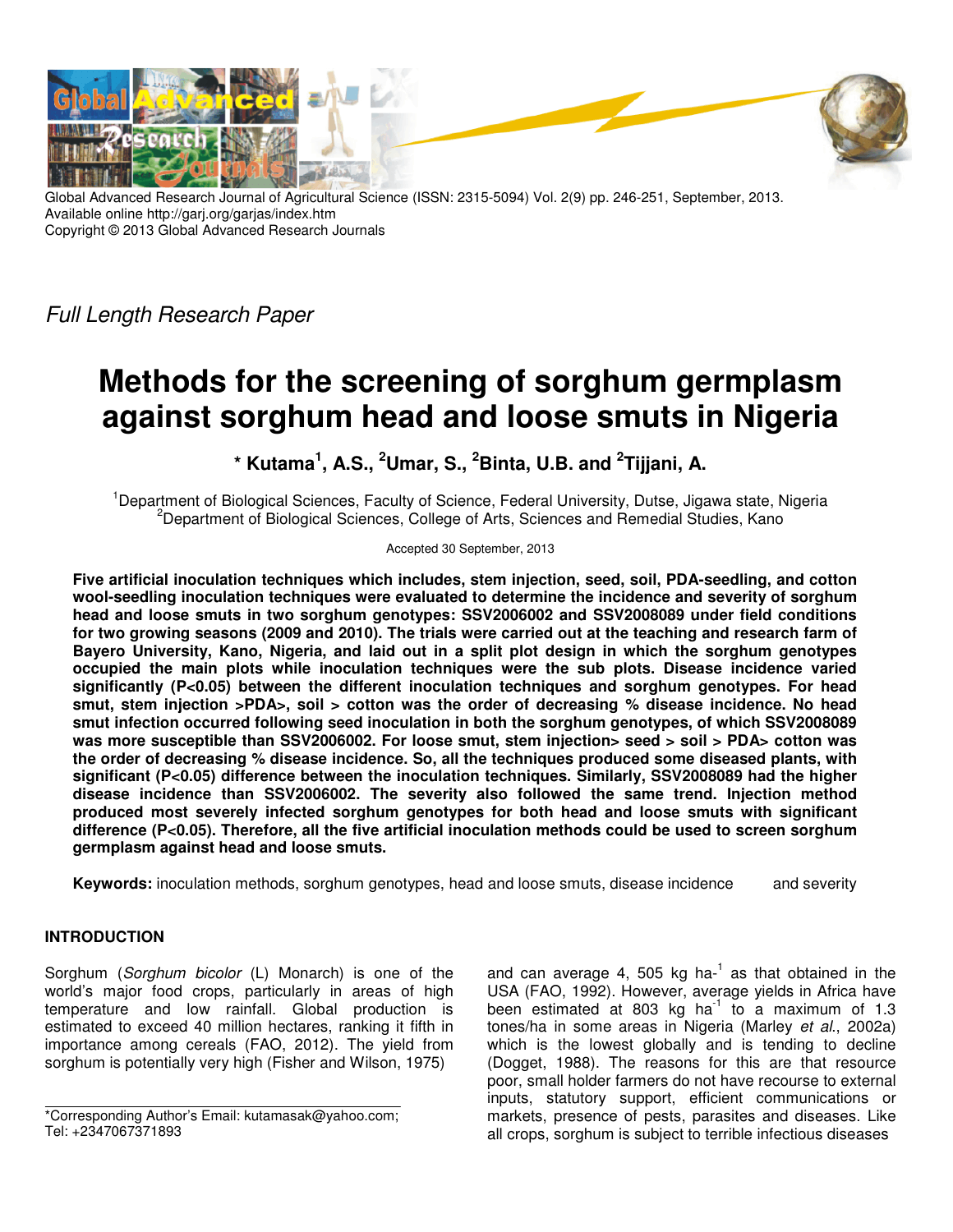Global Advanced Research Journal of Agricultural Science (ISSN: 2315-5094) Vol. 2(9) pp. 246-251, September, 2013.
Available online http://garj.org/garjas/index.htm
Copyright © 2013 Global Advanced Research Journals

*Full Length Research Paper*

# Methods for the screening of sorghum germplasm against sorghum head and loose smuts in Nigeria

**\* Kutama[1], A.S., [2]Umar, S., [2]Binta, U.B. and [2]Tijjani, A.**

[1]Department of Biological Sciences, Faculty of Science, Federal University, Dutse, Jigawa state, Nigeria
[2]Department of Biological Sciences, College of Arts, Sciences and Remedial Studies, Kano

Accepted 30 September, 2013

**Five artificial inoculation techniques which includes, stem injection, seed, soil, PDA-seedling, and cotton wool-seedling inoculation techniques were evaluated to determine the incidence and severity of sorghum head and loose smuts in two sorghum genotypes: SSV2006002 and SSV2008089 under field conditions for two growing seasons (2009 and 2010). The trials were carried out at the teaching and research farm of Bayero University, Kano, Nigeria, and laid out in a split plot design in which the sorghum genotypes occupied the main plots while inoculation techniques were the sub plots. Disease incidence varied significantly (P<0.05) between the different inoculation techniques and sorghum genotypes. For head smut, stem injection >PDA>, soil > cotton was the order of decreasing % disease incidence. No head smut infection occurred following seed inoculation in both the sorghum genotypes, of which SSV2008089 was more susceptible than SSV2006002. For loose smut, stem injection> seed > soil > PDA> cotton was the order of decreasing % disease incidence. So, all the techniques produced some diseased plants, with significant (P<0.05) difference between the inoculation techniques. Similarly, SSV2008089 had the higher disease incidence than SSV2006002. The severity also followed the same trend. Injection method produced most severely infected sorghum genotypes for both head and loose smuts with significant difference (P<0.05). Therefore, all the five artificial inoculation methods could be used to screen sorghum germplasm against head and loose smuts.**

**Keywords:** inoculation methods, sorghum genotypes, head and loose smuts, disease incidence and severity

## INTRODUCTION

Sorghum (*Sorghum bicolor* (L) Monarch) is one of the world's major food crops, particularly in areas of high temperature and low rainfall. Global production is estimated to exceed 40 million hectares, ranking it fifth in importance among cereals (FAO, 2012). The yield from sorghum is potentially very high (Fisher and Wilson, 1975) and can average 4, 505 kg ha$^{-1}$ as that obtained in the USA (FAO, 1992). However, average yields in Africa have been estimated at 803 kg ha$^{-1}$ to a maximum of 1.3 tones/ha in some areas in Nigeria (Marley *et al*., 2002a) which is the lowest globally and is tending to decline (Dogget, 1988). The reasons for this are that resource poor, small holder farmers do not have recourse to external inputs, statutory support, efficient communications or markets, presence of pests, parasites and diseases. Like all crops, sorghum is subject to terrible infectious diseases

*Corresponding Author's Email: kutamasak@yahoo.com; Tel: +2347067371893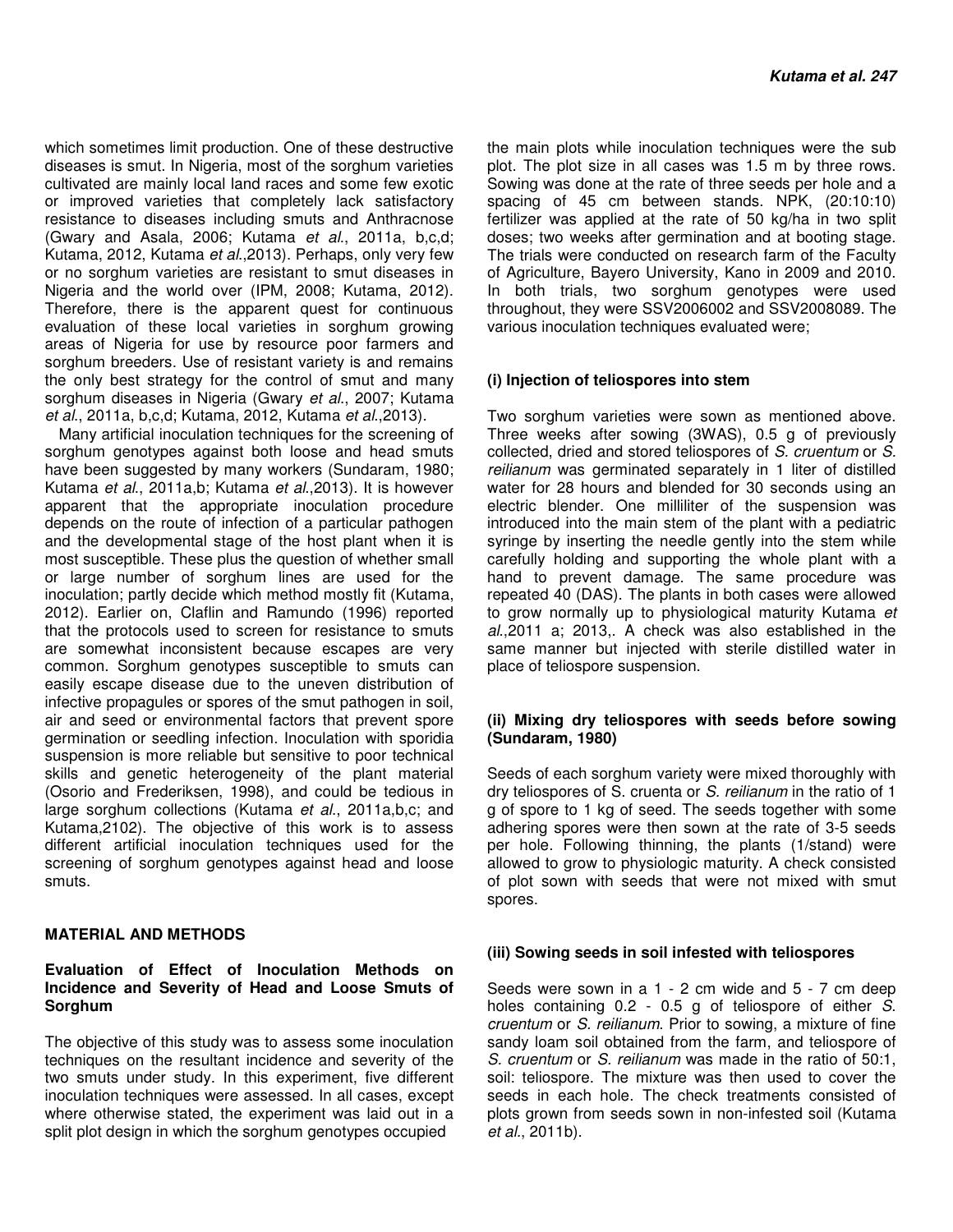which sometimes limit production. One of these destructive diseases is smut. In Nigeria, most of the sorghum varieties cultivated are mainly local land races and some few exotic or improved varieties that completely lack satisfactory resistance to diseases including smuts and Anthracnose (Gwary and Asala, 2006; Kutama *et al*., 2011a, b,c,d; Kutama, 2012, Kutama *et al*.,2013). Perhaps, only very few or no sorghum varieties are resistant to smut diseases in Nigeria and the world over (IPM, 2008; Kutama, 2012). Therefore, there is the apparent quest for continuous evaluation of these local varieties in sorghum growing areas of Nigeria for use by resource poor farmers and sorghum breeders. Use of resistant variety is and remains the only best strategy for the control of smut and many sorghum diseases in Nigeria (Gwary *et al*., 2007; Kutama *et al*., 2011a, b,c,d; Kutama, 2012, Kutama *et al*.,2013).

Many artificial inoculation techniques for the screening of sorghum genotypes against both loose and head smuts have been suggested by many workers (Sundaram, 1980; Kutama *et al*., 2011a,b; Kutama *et al*.,2013). It is however apparent that the appropriate inoculation procedure depends on the route of infection of a particular pathogen and the developmental stage of the host plant when it is most susceptible. These plus the question of whether small or large number of sorghum lines are used for the inoculation; partly decide which method mostly fit (Kutama, 2012). Earlier on, Claflin and Ramundo (1996) reported that the protocols used to screen for resistance to smuts are somewhat inconsistent because escapes are very common. Sorghum genotypes susceptible to smuts can easily escape disease due to the uneven distribution of infective propagules or spores of the smut pathogen in soil, air and seed or environmental factors that prevent spore germination or seedling infection. Inoculation with sporidia suspension is more reliable but sensitive to poor technical skills and genetic heterogeneity of the plant material (Osorio and Frederiksen, 1998), and could be tedious in large sorghum collections (Kutama *et al*., 2011a,b,c; and Kutama,2102). The objective of this work is to assess different artificial inoculation techniques used for the screening of sorghum genotypes against head and loose smuts.

## MATERIAL AND METHODS

### Evaluation of Effect of Inoculation Methods on Incidence and Severity of Head and Loose Smuts of Sorghum

The objective of this study was to assess some inoculation techniques on the resultant incidence and severity of the two smuts under study. In this experiment, five different inoculation techniques were assessed. In all cases, except where otherwise stated, the experiment was laid out in a split plot design in which the sorghum genotypes occupied the main plots while inoculation techniques were the sub plot. The plot size in all cases was 1.5 m by three rows. Sowing was done at the rate of three seeds per hole and a spacing of 45 cm between stands. NPK, (20:10:10) fertilizer was applied at the rate of 50 kg/ha in two split doses; two weeks after germination and at booting stage. The trials were conducted on research farm of the Faculty of Agriculture, Bayero University, Kano in 2009 and 2010. In both trials, two sorghum genotypes were used throughout, they were SSV2006002 and SSV2008089. The various inoculation techniques evaluated were;

#### (i) Injection of teliospores into stem

Two sorghum varieties were sown as mentioned above. Three weeks after sowing (3WAS), 0.5 g of previously collected, dried and stored teliospores of *S. cruentum* or *S. reilianum* was germinated separately in 1 liter of distilled water for 28 hours and blended for 30 seconds using an electric blender. One milliliter of the suspension was introduced into the main stem of the plant with a pediatric syringe by inserting the needle gently into the stem while carefully holding and supporting the whole plant with a hand to prevent damage. The same procedure was repeated 40 (DAS). The plants in both cases were allowed to grow normally up to physiological maturity Kutama *et al*.,2011 a; 2013,. A check was also established in the same manner but injected with sterile distilled water in place of teliospore suspension.

#### (ii) Mixing dry teliospores with seeds before sowing (Sundaram, 1980)

Seeds of each sorghum variety were mixed thoroughly with dry teliospores of S. cruenta or *S. reilianum* in the ratio of 1 g of spore to 1 kg of seed. The seeds together with some adhering spores were then sown at the rate of 3-5 seeds per hole. Following thinning, the plants (1/stand) were allowed to grow to physiologic maturity. A check consisted of plot sown with seeds that were not mixed with smut spores.

#### (iii) Sowing seeds in soil infested with teliospores

Seeds were sown in a 1 - 2 cm wide and 5 - 7 cm deep holes containing 0.2 - 0.5 g of teliospore of either *S. cruentum* or *S. reilianum*. Prior to sowing, a mixture of fine sandy loam soil obtained from the farm, and teliospore of *S. cruentum* or *S. reilianum* was made in the ratio of 50:1, soil: teliospore. The mixture was then used to cover the seeds in each hole. The check treatments consisted of plots grown from seeds sown in non-infested soil (Kutama *et al*., 2011b).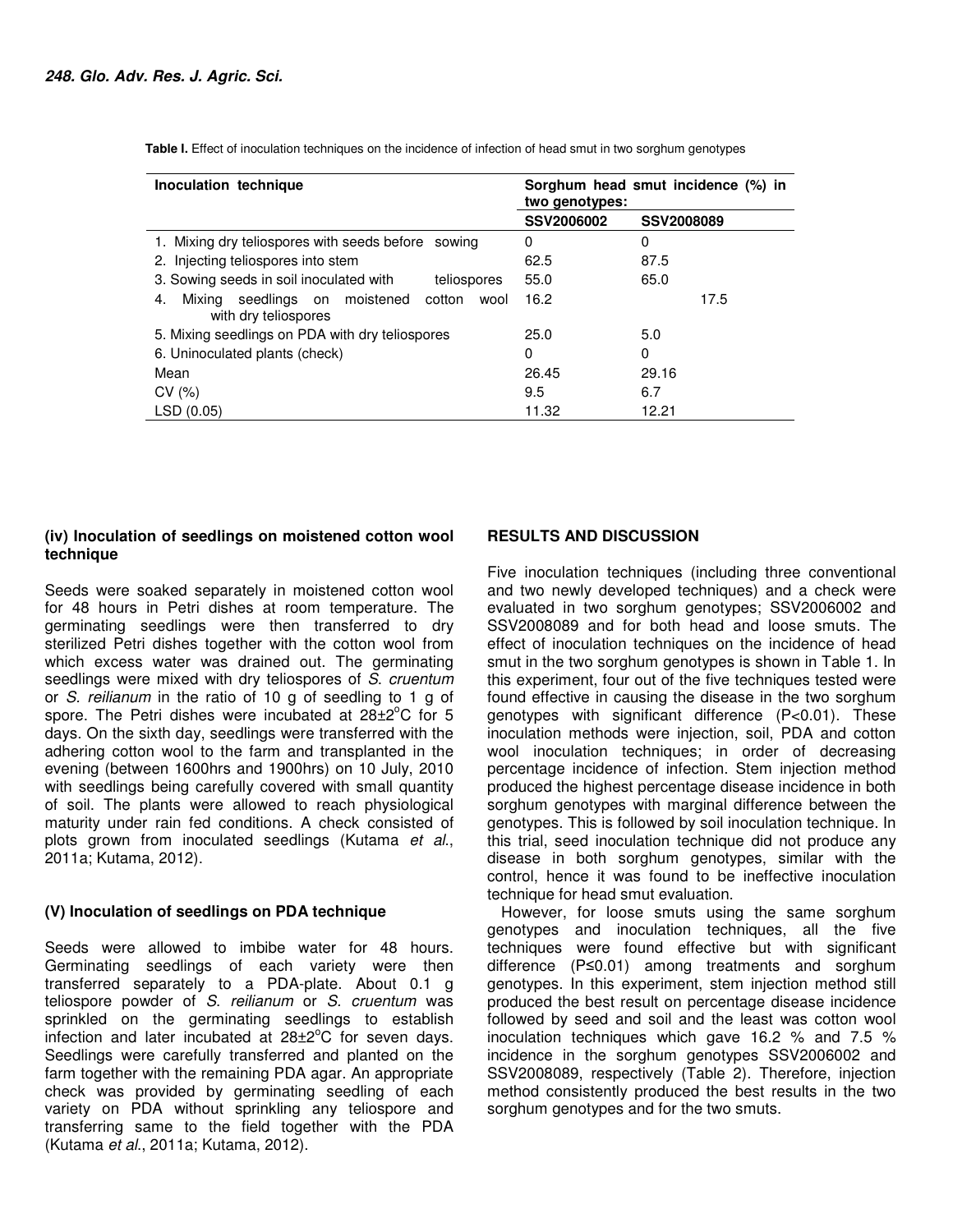**Table I.** Effect of inoculation techniques on the incidence of infection of head smut in two sorghum genotypes

| Inoculation technique | Sorghum head smut incidence (%) in two genotypes: | |
|---|---|---|
| | SSV2006002 | SSV2008089 |
| 1. Mixing dry teliospores with seeds before sowing | 0 | 0 |
| 2. Injecting teliospores into stem | 62.5 | 87.5 |
| 3. Sowing seeds in soil inoculated with teliospores | 55.0 | 65.0 |
| 4. Mixing seedlings on moistened cotton wool with dry teliospores | 16.2 | 17.5 |
| 5. Mixing seedlings on PDA with dry teliospores | 25.0 | 5.0 |
| 6. Uninoculated plants (check) | 0 | 0 |
| Mean | 26.45 | 29.16 |
| CV (%) | 9.5 | 6.7 |
| LSD (0.05) | 11.32 | 12.21 |

#### (iv) Inoculation of seedlings on moistened cotton wool technique

Seeds were soaked separately in moistened cotton wool for 48 hours in Petri dishes at room temperature. The germinating seedlings were then transferred to dry sterilized Petri dishes together with the cotton wool from which excess water was drained out. The germinating seedlings were mixed with dry teliospores of *S. cruentum* or *S. reilianum* in the ratio of 10 g of seedling to 1 g of spore. The Petri dishes were incubated at $28\pm2^{o}C$ for 5 days. On the sixth day, seedlings were transferred with the adhering cotton wool to the farm and transplanted in the evening (between 1600hrs and 1900hrs) on 10 July, 2010 with seedlings being carefully covered with small quantity of soil. The plants were allowed to reach physiological maturity under rain fed conditions. A check consisted of plots grown from inoculated seedlings (Kutama *et al*., 2011a; Kutama, 2012).

#### (V) Inoculation of seedlings on PDA technique

Seeds were allowed to imbibe water for 48 hours. Germinating seedlings of each variety were then transferred separately to a PDA-plate. About 0.1 g teliospore powder of *S. reilianum* or *S. cruentum* was sprinkled on the germinating seedlings to establish infection and later incubated at $28\pm2^{o}C$ for seven days. Seedlings were carefully transferred and planted on the farm together with the remaining PDA agar. An appropriate check was provided by germinating seedling of each variety on PDA without sprinkling any teliospore and transferring same to the field together with the PDA (Kutama *et al*., 2011a; Kutama, 2012).

## RESULTS AND DISCUSSION

Five inoculation techniques (including three conventional and two newly developed techniques) and a check were evaluated in two sorghum genotypes; SSV2006002 and SSV2008089 and for both head and loose smuts. The effect of inoculation techniques on the incidence of head smut in the two sorghum genotypes is shown in Table 1. In this experiment, four out of the five techniques tested were found effective in causing the disease in the two sorghum genotypes with significant difference ($P<0.01$). These inoculation methods were injection, soil, PDA and cotton wool inoculation techniques; in order of decreasing percentage incidence of infection. Stem injection method produced the highest percentage disease incidence in both sorghum genotypes with marginal difference between the genotypes. This is followed by soil inoculation technique. In this trial, seed inoculation technique did not produce any disease in both sorghum genotypes, similar with the control, hence it was found to be ineffective inoculation technique for head smut evaluation.

However, for loose smuts using the same sorghum genotypes and inoculation techniques, all the five techniques were found effective but with significant difference ($P\leq0.01$) among treatments and sorghum genotypes. In this experiment, stem injection method still produced the best result on percentage disease incidence followed by seed and soil and the least was cotton wool inoculation techniques which gave 16.2 % and 7.5 % incidence in the sorghum genotypes SSV2006002 and SSV2008089, respectively (Table 2). Therefore, injection method consistently produced the best results in the two sorghum genotypes and for the two smuts.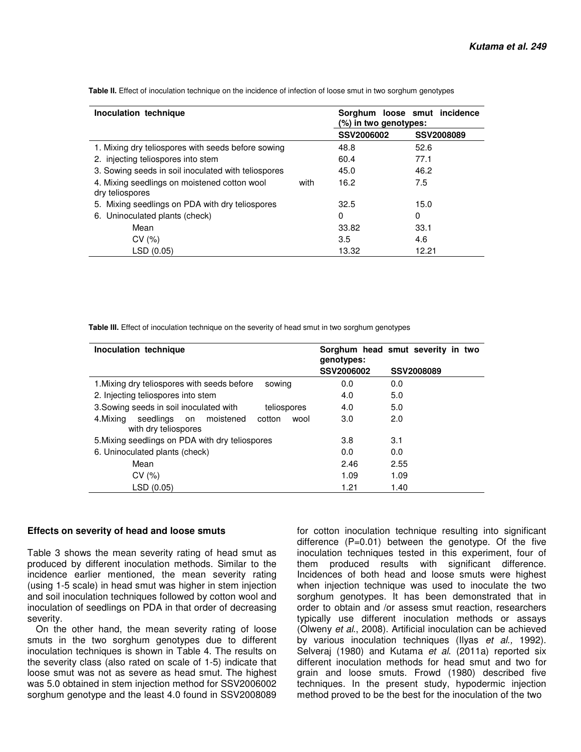**Table II.** Effect of inoculation technique on the incidence of infection of loose smut in two sorghum genotypes

| Inoculation technique | Sorghum loose smut incidence (%) in two genotypes: | |
|---|---|---|
| | SSV2006002 | SSV2008089 |
| 1. Mixing dry teliospores with seeds before sowing | 48.8 | 52.6 |
| 2. injecting teliospores into stem | 60.4 | 77.1 |
| 3. Sowing seeds in soil inoculated with teliospores | 45.0 | 46.2 |
| 4. Mixing seedlings on moistened cotton wool with dry teliospores | 16.2 | 7.5 |
| 5. Mixing seedlings on PDA with dry teliospores | 32.5 | 15.0 |
| 6. Uninoculated plants (check) | 0 | 0 |
| Mean | 33.82 | 33.1 |
| CV (%) | 3.5 | 4.6 |
| LSD (0.05) | 13.32 | 12.21 |

**Table III.** Effect of inoculation technique on the severity of head smut in two sorghum genotypes

| Inoculation technique | Sorghum head smut severity in two genotypes: | |
|---|---|---|
| | SSV2006002 | SSV2008089 |
| 1.Mixing dry teliospores with seeds before sowing | 0.0 | 0.0 |
| 2. Injecting teliospores into stem | 4.0 | 5.0 |
| 3.Sowing seeds in soil inoculated with teliospores | 4.0 | 5.0 |
| 4.Mixing seedlings on moistened cotton wool with dry teliospores | 3.0 | 2.0 |
| 5.Mixing seedlings on PDA with dry teliospores | 3.8 | 3.1 |
| 6. Uninoculated plants (check) | 0.0 | 0.0 |
| Mean | 2.46 | 2.55 |
| CV (%) | 1.09 | 1.09 |
| LSD (0.05) | 1.21 | 1.40 |

## Effects on severity of head and loose smuts

Table 3 shows the mean severity rating of head smut as produced by different inoculation methods. Similar to the incidence earlier mentioned, the mean severity rating (using 1-5 scale) in head smut was higher in stem injection and soil inoculation techniques followed by cotton wool and inoculation of seedlings on PDA in that order of decreasing severity.

On the other hand, the mean severity rating of loose smuts in the two sorghum genotypes due to different inoculation techniques is shown in Table 4. The results on the severity class (also rated on scale of 1-5) indicate that loose smut was not as severe as head smut. The highest was 5.0 obtained in stem injection method for SSV2006002 sorghum genotype and the least 4.0 found in SSV2008089 for cotton inoculation technique resulting into significant difference (P=0.01) between the genotype. Of the five inoculation techniques tested in this experiment, four of them produced results with significant difference. Incidences of both head and loose smuts were highest when injection technique was used to inoculate the two sorghum genotypes. It has been demonstrated that in order to obtain and /or assess smut reaction, researchers typically use different inoculation methods or assays (Olweny *et al*., 2008). Artificial inoculation can be achieved by various inoculation techniques (Ilyas *et al.,* 1992). Selveraj (1980) and Kutama *et al*. (2011a) reported six different inoculation methods for head smut and two for grain and loose smuts. Frowd (1980) described five techniques. In the present study, hypodermic injection method proved to be the best for the inoculation of the two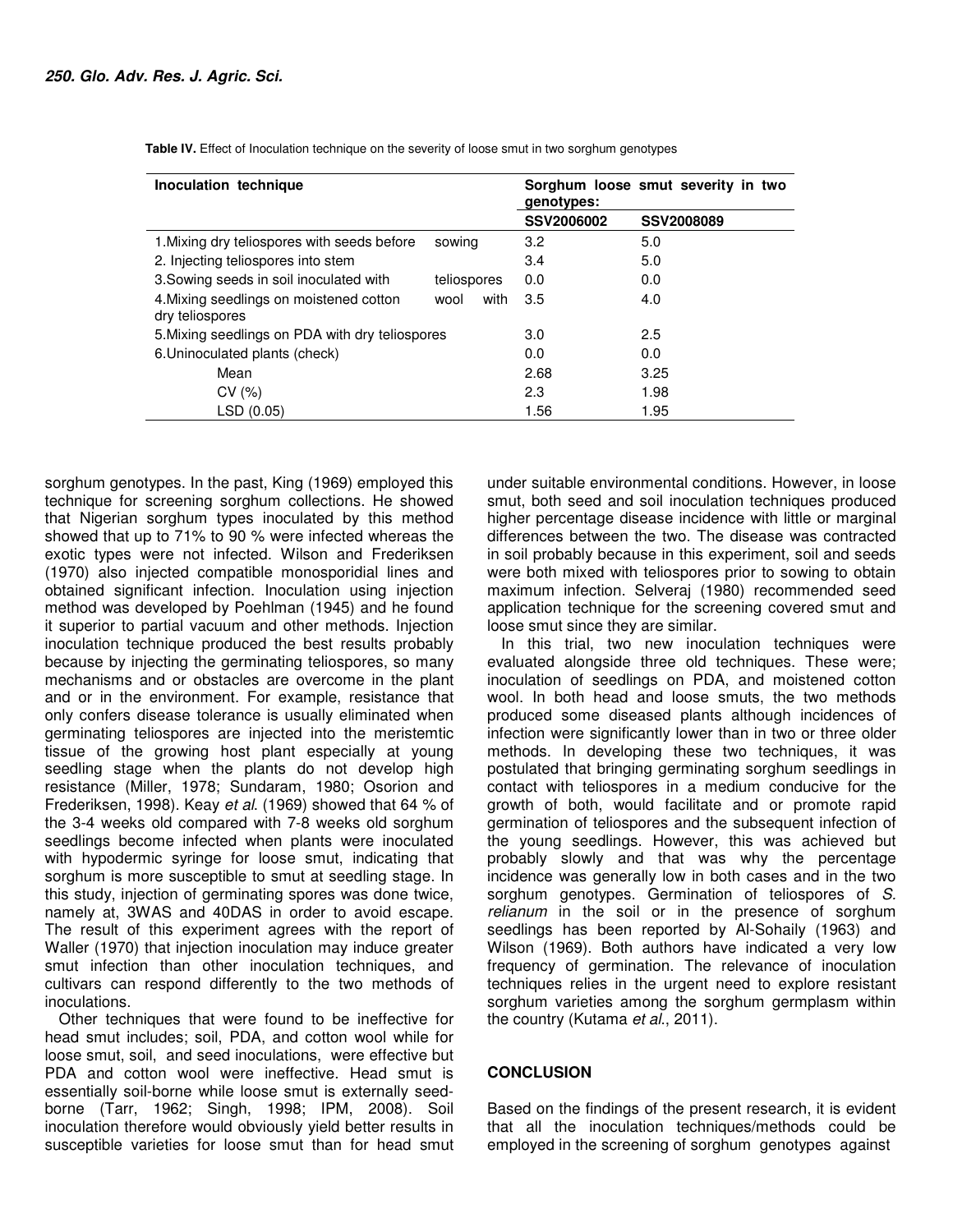**Table IV.** Effect of Inoculation technique on the severity of loose smut in two sorghum genotypes

| Inoculation technique | Sorghum loose smut severity in two genotypes: | |
|---|---|---|
| | SSV2006002 | SSV2008089 |
| 1.Mixing dry teliospores with seeds before sowing | 3.2 | 5.0 |
| 2. Injecting teliospores into stem | 3.4 | 5.0 |
| 3.Sowing seeds in soil inoculated with teliospores | 0.0 | 0.0 |
| 4.Mixing seedlings on moistened cotton wool with dry teliospores | 3.5 | 4.0 |
| 5.Mixing seedlings on PDA with dry teliospores | 3.0 | 2.5 |
| 6.Uninoculated plants (check) | 0.0 | 0.0 |
| Mean | 2.68 | 3.25 |
| CV (%) | 2.3 | 1.98 |
| LSD (0.05) | 1.56 | 1.95 |

sorghum genotypes. In the past, King (1969) employed this technique for screening sorghum collections. He showed that Nigerian sorghum types inoculated by this method showed that up to 71% to 90 % were infected whereas the exotic types were not infected. Wilson and Frederiksen (1970) also injected compatible monosporidial lines and obtained significant infection. Inoculation using injection method was developed by Poehlman (1945) and he found it superior to partial vacuum and other methods. Injection inoculation technique produced the best results probably because by injecting the germinating teliospores, so many mechanisms and or obstacles are overcome in the plant and or in the environment. For example, resistance that only confers disease tolerance is usually eliminated when germinating teliospores are injected into the meristemtic tissue of the growing host plant especially at young seedling stage when the plants do not develop high resistance (Miller, 1978; Sundaram, 1980; Osorion and Frederiksen, 1998). Keay *et al.* (1969) showed that 64 % of the 3-4 weeks old compared with 7-8 weeks old sorghum seedlings become infected when plants were inoculated with hypodermic syringe for loose smut, indicating that sorghum is more susceptible to smut at seedling stage. In this study, injection of germinating spores was done twice, namely at, 3WAS and 40DAS in order to avoid escape. The result of this experiment agrees with the report of Waller (1970) that injection inoculation may induce greater smut infection than other inoculation techniques, and cultivars can respond differently to the two methods of inoculations.

Other techniques that were found to be ineffective for head smut includes; soil, PDA, and cotton wool while for loose smut, soil, and seed inoculations, were effective but PDA and cotton wool were ineffective. Head smut is essentially soil-borne while loose smut is externally seed-borne (Tarr, 1962; Singh, 1998; IPM, 2008). Soil inoculation therefore would obviously yield better results in susceptible varieties for loose smut than for head smut under suitable environmental conditions. However, in loose smut, both seed and soil inoculation techniques produced higher percentage disease incidence with little or marginal differences between the two. The disease was contracted in soil probably because in this experiment, soil and seeds were both mixed with teliospores prior to sowing to obtain maximum infection. Selveraj (1980) recommended seed application technique for the screening covered smut and loose smut since they are similar.

In this trial, two new inoculation techniques were evaluated alongside three old techniques. These were; inoculation of seedlings on PDA, and moistened cotton wool. In both head and loose smuts, the two methods produced some diseased plants although incidences of infection were significantly lower than in two or three older methods. In developing these two techniques, it was postulated that bringing germinating sorghum seedlings in contact with teliospores in a medium conducive for the growth of both, would facilitate and or promote rapid germination of teliospores and the subsequent infection of the young seedlings. However, this was achieved but probably slowly and that was why the percentage incidence was generally low in both cases and in the two sorghum genotypes. Germination of teliospores of *S. relianum* in the soil or in the presence of sorghum seedlings has been reported by Al-Sohaily (1963) and Wilson (1969). Both authors have indicated a very low frequency of germination. The relevance of inoculation techniques relies in the urgent need to explore resistant sorghum varieties among the sorghum germplasm within the country (Kutama *et al.*, 2011).

## CONCLUSION

Based on the findings of the present research, it is evident that all the inoculation techniques/methods could be employed in the screening of sorghum genotypes against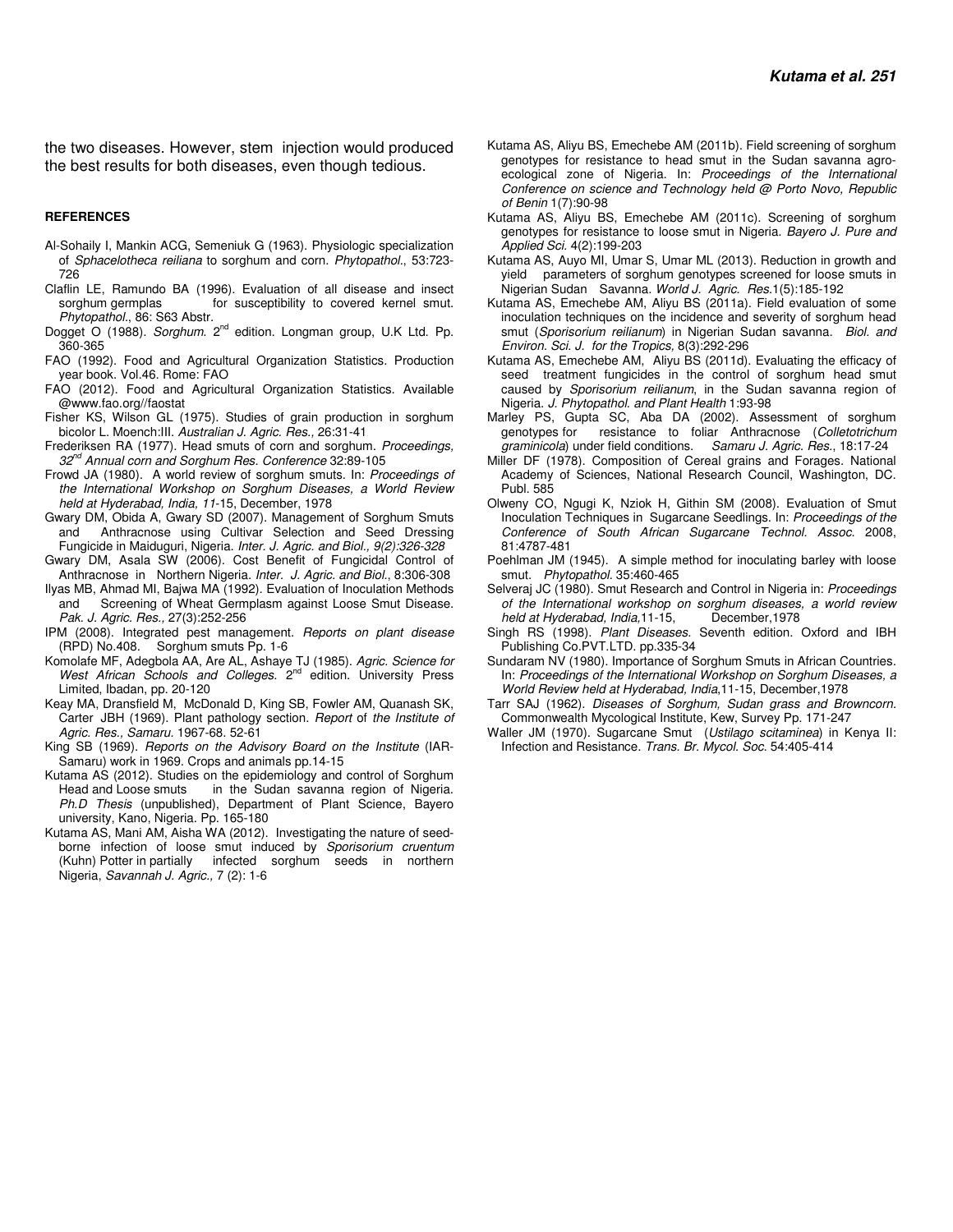the two diseases. However, stem injection would produced the best results for both diseases, even though tedious.

**REFERENCES**

Al-Sohaily I, Mankin ACG, Semeniuk G (1963). Physiologic specialization of *Sphacelotheca reiliana* to sorghum and corn. *Phytopathol*., 53:723-726

Claflin LE, Ramundo BA (1996). Evaluation of all disease and insect sorghum germplas for susceptibility to covered kernel smut. *Phytopathol*., 86: S63 Abstr.

Dogget O (1988). *Sorghum*. 2nd edition. Longman group, U.K Ltd. Pp. 360-365

FAO (1992). Food and Agricultural Organization Statistics. Production year book. Vol.46. Rome: FAO

FAO (2012). Food and Agricultural Organization Statistics. Available @www.fao.org//faostat

Fisher KS, Wilson GL (1975). Studies of grain production in sorghum bicolor L. Moench:III. *Australian J. Agric. Res.,* 26:31-41

Frederiksen RA (1977). Head smuts of corn and sorghum. *Proceedings, 32nd Annual corn and Sorghum Res. Conference* 32:89-105

Frowd JA (1980). A world review of sorghum smuts. In: *Proceedings of the International Workshop on Sorghum Diseases, a World Review held at Hyderabad, India, 11*-15, December, 1978

Gwary DM, Obida A, Gwary SD (2007). Management of Sorghum Smuts and Anthracnose using Cultivar Selection and Seed Dressing Fungicide in Maiduguri, Nigeria. *Inter. J. Agric. and Biol., 9(2):326-328*

Gwary DM, Asala SW (2006). Cost Benefit of Fungicidal Control of Anthracnose in Northern Nigeria. *Inter. J. Agric. and Biol*., 8:306-308

Ilyas MB, Ahmad MI, Bajwa MA (1992). Evaluation of Inoculation Methods and Screening of Wheat Germplasm against Loose Smut Disease. *Pak. J. Agric. Res.,* 27(3):252-256

IPM (2008). Integrated pest management. *Reports on plant disease* (RPD) No.408. Sorghum smuts Pp. 1-6

Komolafe MF, Adegbola AA, Are AL, Ashaye TJ (1985). *Agric. Science for West African Schools and Colleges.* 2nd edition. University Press Limited, Ibadan, pp. 20-120

Keay MA, Dransfield M, McDonald D, King SB, Fowler AM, Quanash SK, Carter JBH (1969). Plant pathology section. *Report* of *the Institute of Agric. Res., Samaru.* 1967-68. 52-61

King SB (1969). *Reports on the Advisory Board on the Institute* (IAR-Samaru) work in 1969. Crops and animals pp.14-15

Kutama AS (2012). Studies on the epidemiology and control of Sorghum Head and Loose smuts in the Sudan savanna region of Nigeria. *Ph.D Thesis* (unpublished), Department of Plant Science, Bayero university, Kano, Nigeria. Pp. 165-180

Kutama AS, Mani AM, Aisha WA (2012). Investigating the nature of seed-borne infection of loose smut induced by *Sporisorium cruentum* (Kuhn) Potter in partially infected sorghum seeds in northern Nigeria, *Savannah J. Agric.,* 7 (2): 1-6

Kutama AS, Aliyu BS, Emechebe AM (2011b). Field screening of sorghum genotypes for resistance to head smut in the Sudan savanna agro-ecological zone of Nigeria. In: *Proceedings of the International Conference on science and Technology held @ Porto Novo, Republic of Benin* 1(7):90-98

Kutama AS, Aliyu BS, Emechebe AM (2011c). Screening of sorghum genotypes for resistance to loose smut in Nigeria. *Bayero J. Pure and Applied Sci.* 4(2):199-203

Kutama AS, Auyo MI, Umar S, Umar ML (2013). Reduction in growth and yield parameters of sorghum genotypes screened for loose smuts in Nigerian Sudan Savanna. *World J. Agric. Res.*1(5):185-192

Kutama AS, Emechebe AM, Aliyu BS (2011a). Field evaluation of some inoculation techniques on the incidence and severity of sorghum head smut (*Sporisorium reilianum*) in Nigerian Sudan savanna. *Biol. and Environ. Sci. J. for the Tropics,* 8(3):292-296

Kutama AS, Emechebe AM, Aliyu BS (2011d). Evaluating the efficacy of seed treatment fungicides in the control of sorghum head smut caused by *Sporisorium reilianum*, in the Sudan savanna region of Nigeria. *J. Phytopathol. and Plant Health* 1:93-98

Marley PS, Gupta SC, Aba DA (2002). Assessment of sorghum genotypes for resistance to foliar Anthracnose (*Colletotrichum graminicola*) under field conditions. *Samaru J. Agric. Res*., 18:17-24

Miller DF (1978). Composition of Cereal grains and Forages. National Academy of Sciences, National Research Council, Washington, DC. Publ. 585

Olweny CO, Ngugi K, Nziok H, Githin SM (2008). Evaluation of Smut Inoculation Techniques in Sugarcane Seedlings. In: *Proceedings of the Conference of South African Sugarcane Technol. Assoc.* 2008, 81:4787-481

Poehlman JM (1945). A simple method for inoculating barley with loose smut. *Phytopathol.* 35:460-465

Selveraj JC (1980). Smut Research and Control in Nigeria in: *Proceedings of the International workshop on sorghum diseases, a world review held at Hyderabad, India,*11-15, December,1978

Singh RS (1998). *Plant Diseases.* Seventh edition. Oxford and IBH Publishing Co.PVT.LTD. pp.335-34

Sundaram NV (1980). Importance of Sorghum Smuts in African Countries. In: *Proceedings of the International Workshop on Sorghum Diseases, a World Review held at Hyderabad, India*,11-15, December,1978

Tarr SAJ (1962). *Diseases of Sorghum, Sudan grass and Browncorn.* Commonwealth Mycological Institute, Kew, Survey Pp. 171-247

Waller JM (1970). Sugarcane Smut (*Ustilago scitaminea*) in Kenya II: Infection and Resistance. *Trans. Br. Mycol. Soc*. 54:405-414